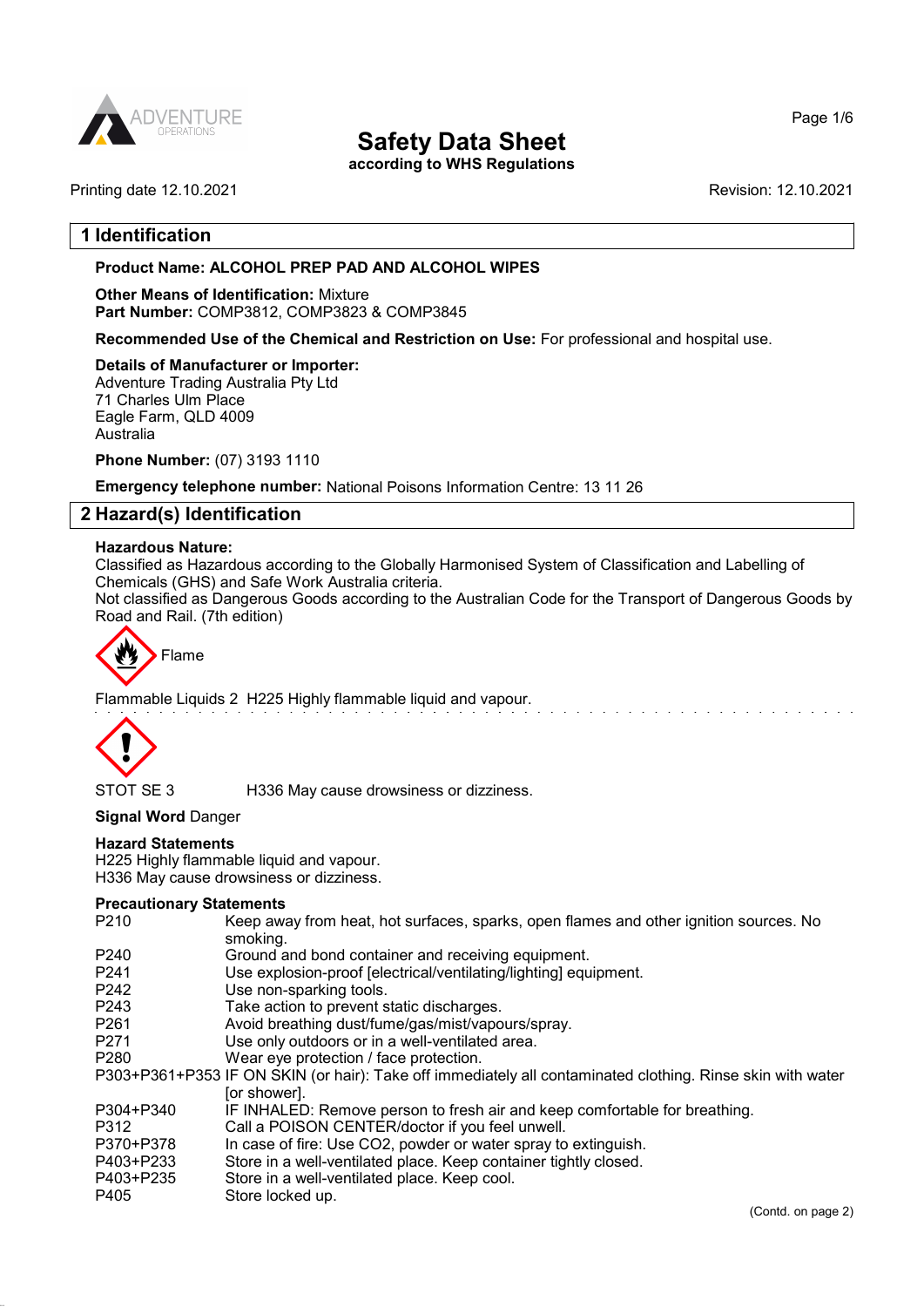# Safety Data Sheet

**according to WHS Regulations**

Printing date 12.10.2021

Revision: 12.10.2021

## 1 Identification

**Product Name: ALCOHOL PREP PAD AND ALCOHOL WIPES**

**Other Means of Identification:** Mixture
**Part Number:** COMP3812, COMP3823 & COMP3845

**Recommended Use of the Chemical and Restriction on Use:** For professional and hospital use.

**Details of Manufacturer or Importer:**
Adventure Trading Australia Pty Ltd
71 Charles Ulm Place
Eagle Farm, QLD 4009
Australia

**Phone Number:** (07) 3193 1110

**Emergency telephone number:** National Poisons Information Centre: 13 11 26

## 2 Hazard(s) Identification

**Hazardous Nature:**
Classified as Hazardous according to the Globally Harmonised System of Classification and Labelling of Chemicals (GHS) and Safe Work Australia criteria.
Not classified as Dangerous Goods according to the Australian Code for the Transport of Dangerous Goods by Road and Rail. (7th edition)

Flame

Flammable Liquids 2 H225 Highly flammable liquid and vapour.

STOT SE 3 H336 May cause drowsiness or dizziness.

**Signal Word** Danger

**Hazard Statements**
H225 Highly flammable liquid and vapour.
H336 May cause drowsiness or dizziness.

**Precautionary Statements**

| | |
|---|---|
| P210 | Keep away from heat, hot surfaces, sparks, open flames and other ignition sources. No smoking. |
| P240 | Ground and bond container and receiving equipment. |
| P241 | Use explosion-proof [electrical/ventilating/lighting] equipment. |
| P242 | Use non-sparking tools. |
| P243 | Take action to prevent static discharges. |
| P261 | Avoid breathing dust/fume/gas/mist/vapours/spray. |
| P271 | Use only outdoors or in a well-ventilated area. |
| P280 | Wear eye protection / face protection. |
| P303+P361+P353 | IF ON SKIN (or hair): Take off immediately all contaminated clothing. Rinse skin with water [or shower]. |
| P304+P340 | IF INHALED: Remove person to fresh air and keep comfortable for breathing. |
| P312 | Call a POISON CENTER/doctor if you feel unwell. |
| P370+P378 | In case of fire: Use CO2, powder or water spray to extinguish. |
| P403+P233 | Store in a well-ventilated place. Keep container tightly closed. |
| P403+P235 | Store in a well-ventilated place. Keep cool. |
| P405 | Store locked up. |

(Contd. on page 2)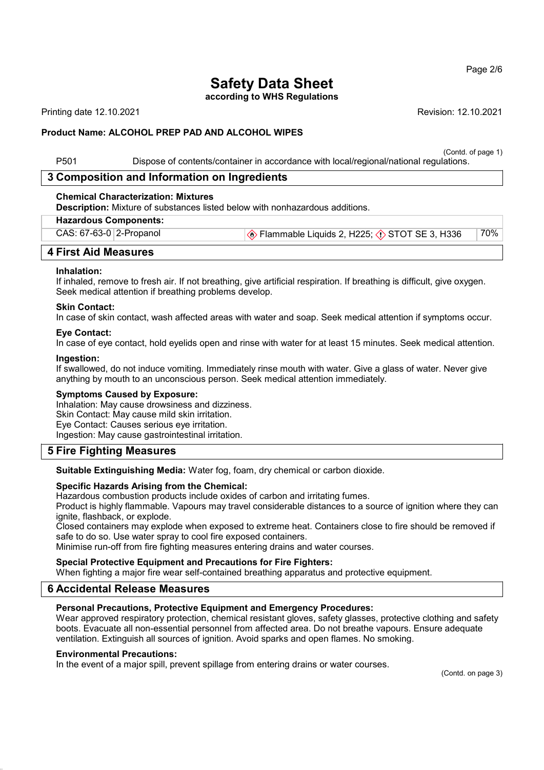# Safety Data Sheet

**according to WHS Regulations**

Printing date 12.10.2021 Revision: 12.10.2021

**Product Name: ALCOHOL PREP PAD AND ALCOHOL WIPES**

(Contd. of page 1)

P501 Dispose of contents/container in accordance with local/regional/national regulations.

## 3 Composition and Information on Ingredients

**Chemical Characterization: Mixtures**

**Description:** Mixture of substances listed below with nonhazardous additions.

| Hazardous Components: | | | |
|---|---|---|---|
| CAS: 67-63-0 | 2-Propanol | Flammable Liquids 2, H225; STOT SE 3, H336 | 70% |

## 4 First Aid Measures

**Inhalation:**

If inhaled, remove to fresh air. If not breathing, give artificial respiration. If breathing is difficult, give oxygen. Seek medical attention if breathing problems develop.

**Skin Contact:**

In case of skin contact, wash affected areas with water and soap. Seek medical attention if symptoms occur.

**Eye Contact:**

In case of eye contact, hold eyelids open and rinse with water for at least 15 minutes. Seek medical attention.

**Ingestion:**

If swallowed, do not induce vomiting. Immediately rinse mouth with water. Give a glass of water. Never give anything by mouth to an unconscious person. Seek medical attention immediately.

**Symptoms Caused by Exposure:**

Inhalation: May cause drowsiness and dizziness.
Skin Contact: May cause mild skin irritation.
Eye Contact: Causes serious eye irritation.
Ingestion: May cause gastrointestinal irritation.

## 5 Fire Fighting Measures

**Suitable Extinguishing Media:** Water fog, foam, dry chemical or carbon dioxide.

**Specific Hazards Arising from the Chemical:**

Hazardous combustion products include oxides of carbon and irritating fumes.
Product is highly flammable. Vapours may travel considerable distances to a source of ignition where they can ignite, flashback, or explode.
Closed containers may explode when exposed to extreme heat. Containers close to fire should be removed if safe to do so. Use water spray to cool fire exposed containers.
Minimise run-off from fire fighting measures entering drains and water courses.

**Special Protective Equipment and Precautions for Fire Fighters:**

When fighting a major fire wear self-contained breathing apparatus and protective equipment.

## 6 Accidental Release Measures

**Personal Precautions, Protective Equipment and Emergency Procedures:**

Wear approved respiratory protection, chemical resistant gloves, safety glasses, protective clothing and safety boots. Evacuate all non-essential personnel from affected area. Do not breathe vapours. Ensure adequate ventilation. Extinguish all sources of ignition. Avoid sparks and open flames. No smoking.

**Environmental Precautions:**

In the event of a major spill, prevent spillage from entering drains or water courses.

(Contd. on page 3)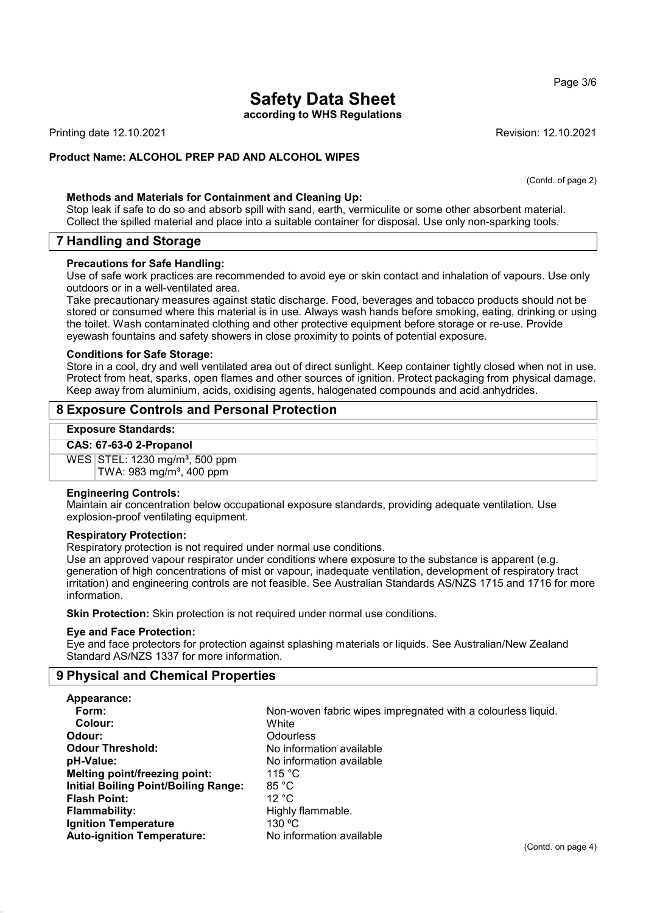**Safety Data Sheet**

**according to WHS Regulations**

Printing date 12.10.2021 Revision: 12.10.2021

**Product Name: ALCOHOL PREP PAD AND ALCOHOL WIPES**

(Contd. of page 2)

**Methods and Materials for Containment and Cleaning Up:**

Stop leak if safe to do so and absorb spill with sand, earth, vermiculite or some other absorbent material. Collect the spilled material and place into a suitable container for disposal. Use only non-sparking tools.

## 7 Handling and Storage

**Precautions for Safe Handling:**

Use of safe work practices are recommended to avoid eye or skin contact and inhalation of vapours. Use only outdoors or in a well-ventilated area.

Take precautionary measures against static discharge. Food, beverages and tobacco products should not be stored or consumed where this material is in use. Always wash hands before smoking, eating, drinking or using the toilet. Wash contaminated clothing and other protective equipment before storage or re-use. Provide eyewash fountains and safety showers in close proximity to points of potential exposure.

**Conditions for Safe Storage:**

Store in a cool, dry and well ventilated area out of direct sunlight. Keep container tightly closed when not in use. Protect from heat, sparks, open flames and other sources of ignition. Protect packaging from physical damage. Keep away from aluminium, acids, oxidising agents, halogenated compounds and acid anhydrides.

## 8 Exposure Controls and Personal Protection

**Exposure Standards:**

| **CAS: 67-63-0 2-Propanol** | |
|---|---|
| WES | STEL: 1230 mg/m³, 500 ppm<br>TWA: 983 mg/m³, 400 ppm |

**Engineering Controls:**

Maintain air concentration below occupational exposure standards, providing adequate ventilation. Use explosion-proof ventilating equipment.

**Respiratory Protection:**

Respiratory protection is not required under normal use conditions.

Use an approved vapour respirator under conditions where exposure to the substance is apparent (e.g. generation of high concentrations of mist or vapour, inadequate ventilation, development of respiratory tract irritation) and engineering controls are not feasible. See Australian Standards AS/NZS 1715 and 1716 for more information.

**Skin Protection:** Skin protection is not required under normal use conditions.

**Eye and Face Protection:**

Eye and face protectors for protection against splashing materials or liquids. See Australian/New Zealand Standard AS/NZS 1337 for more information.

## 9 Physical and Chemical Properties

| | |
|---|---|
| **Appearance:** | |
| **Form:** | Non-woven fabric wipes impregnated with a colourless liquid. |
| **Colour:** | White |
| **Odour:** | Odourless |
| **Odour Threshold:** | No information available |
| **pH-Value:** | No information available |
| **Melting point/freezing point:** | 115 °C |
| **Initial Boiling Point/Boiling Range:** | 85 °C |
| **Flash Point:** | 12 °C |
| **Flammability:** | Highly flammable. |
| **Ignition Temperature** | 130 ºC |
| **Auto-ignition Temperature:** | No information available |

(Contd. on page 4)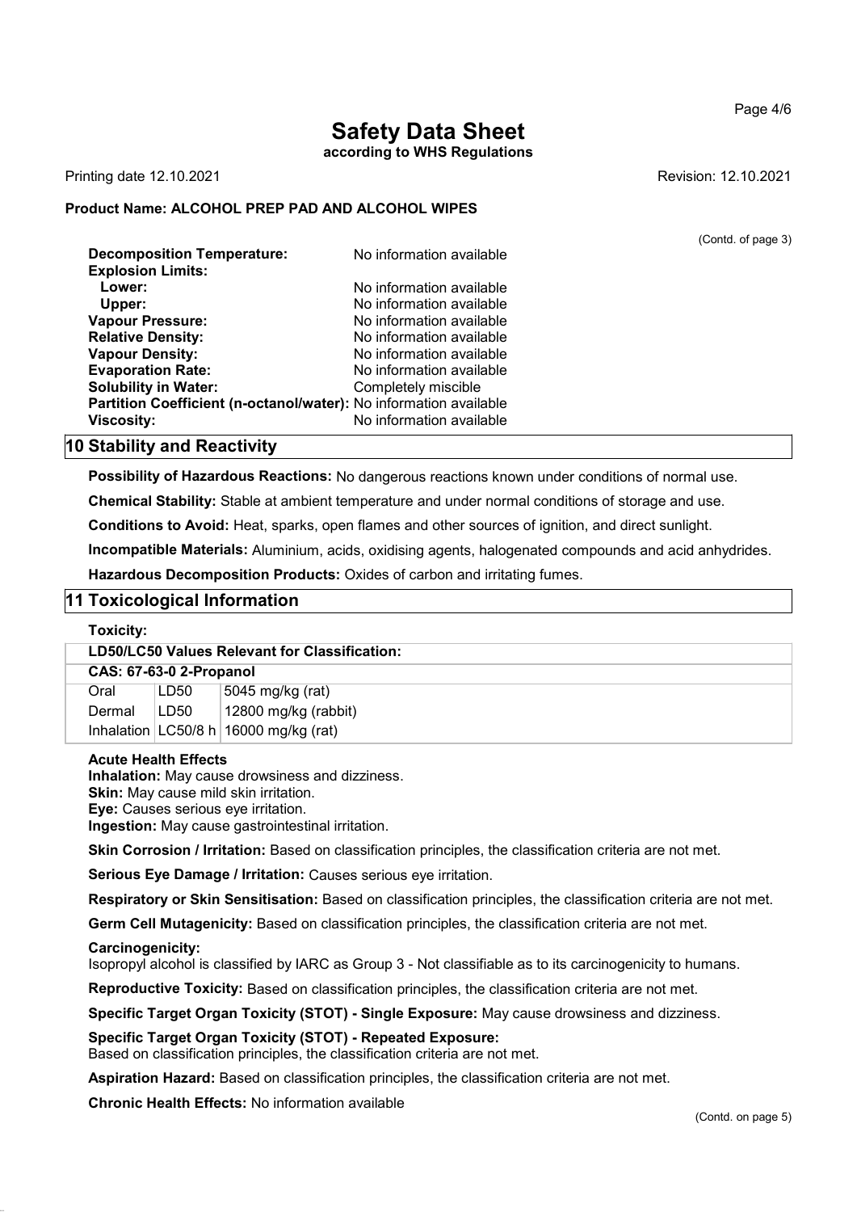(Contd. of page 3)

**Decomposition Temperature:** No information available
**Explosion Limits:**
**Lower:** No information available
**Upper:** No information available
**Vapour Pressure:** No information available
**Relative Density:** No information available
**Vapour Density:** No information available
**Evaporation Rate:** No information available
**Solubility in Water:** Completely miscible
**Partition Coefficient (n-octanol/water):** No information available
**Viscosity:** No information available

## 10 Stability and Reactivity

**Possibility of Hazardous Reactions:** No dangerous reactions known under conditions of normal use.

**Chemical Stability:** Stable at ambient temperature and under normal conditions of storage and use.

**Conditions to Avoid:** Heat, sparks, open flames and other sources of ignition, and direct sunlight.

**Incompatible Materials:** Aluminium, acids, oxidising agents, halogenated compounds and acid anhydrides.

**Hazardous Decomposition Products:** Oxides of carbon and irritating fumes.

## 11 Toxicological Information

**Toxicity:**

| **LD50/LC50 Values Relevant for Classification:** | | |
|---|---|---|
| **CAS: 67-63-0 2-Propanol** | | |
| Oral | LD50 | 5045 mg/kg (rat) |
| Dermal | LD50 | 12800 mg/kg (rabbit) |
| Inhalation | LC50/8 h | 16000 mg/kg (rat) |

**Acute Health Effects**
**Inhalation:** May cause drowsiness and dizziness.
**Skin:** May cause mild skin irritation.
**Eye:** Causes serious eye irritation.
**Ingestion:** May cause gastrointestinal irritation.

**Skin Corrosion / Irritation:** Based on classification principles, the classification criteria are not met.

**Serious Eye Damage / Irritation:** Causes serious eye irritation.

**Respiratory or Skin Sensitisation:** Based on classification principles, the classification criteria are not met.

**Germ Cell Mutagenicity:** Based on classification principles, the classification criteria are not met.

**Carcinogenicity:**
Isopropyl alcohol is classified by IARC as Group 3 - Not classifiable as to its carcinogenicity to humans.

**Reproductive Toxicity:** Based on classification principles, the classification criteria are not met.

**Specific Target Organ Toxicity (STOT) - Single Exposure:** May cause drowsiness and dizziness.

**Specific Target Organ Toxicity (STOT) - Repeated Exposure:**
Based on classification principles, the classification criteria are not met.

**Aspiration Hazard:** Based on classification principles, the classification criteria are not met.

**Chronic Health Effects:** No information available

(Contd. on page 5)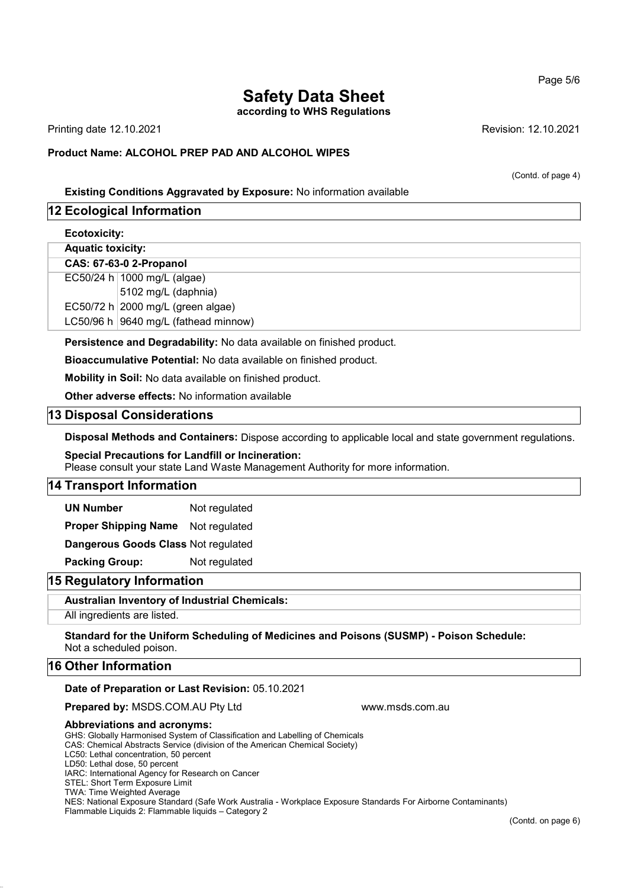(Contd. of page 4)

**Existing Conditions Aggravated by Exposure:** No information available

## 12 Ecological Information

**Ecotoxicity:**

| Aquatic toxicity: | |
|---|---|
| **CAS: 67-63-0 2-Propanol** | |
| EC50/24 h | 1000 mg/L (algae) |
| | 5102 mg/L (daphnia) |
| EC50/72 h | 2000 mg/L (green algae) |
| LC50/96 h | 9640 mg/L (fathead minnow) |

**Persistence and Degradability:** No data available on finished product.

**Bioaccumulative Potential:** No data available on finished product.

**Mobility in Soil:** No data available on finished product.

**Other adverse effects:** No information available

## 13 Disposal Considerations

**Disposal Methods and Containers:** Dispose according to applicable local and state government regulations.

**Special Precautions for Landfill or Incineration:**
Please consult your state Land Waste Management Authority for more information.

## 14 Transport Information

**UN Number** Not regulated

**Proper Shipping Name** Not regulated

**Dangerous Goods Class** Not regulated

**Packing Group:** Not regulated

## 15 Regulatory Information

**Australian Inventory of Industrial Chemicals:**

All ingredients are listed.

**Standard for the Uniform Scheduling of Medicines and Poisons (SUSMP) - Poison Schedule:**
Not a scheduled poison.

## 16 Other Information

**Date of Preparation or Last Revision:** 05.10.2021

**Prepared by:** MSDS.COM.AU Pty Ltd www.msds.com.au

**Abbreviations and acronyms:**
GHS: Globally Harmonised System of Classification and Labelling of Chemicals
CAS: Chemical Abstracts Service (division of the American Chemical Society)
LC50: Lethal concentration, 50 percent
LD50: Lethal dose, 50 percent
IARC: International Agency for Research on Cancer
STEL: Short Term Exposure Limit
TWA: Time Weighted Average
NES: National Exposure Standard (Safe Work Australia - Workplace Exposure Standards For Airborne Contaminants)
Flammable Liquids 2: Flammable liquids – Category 2

(Contd. on page 6)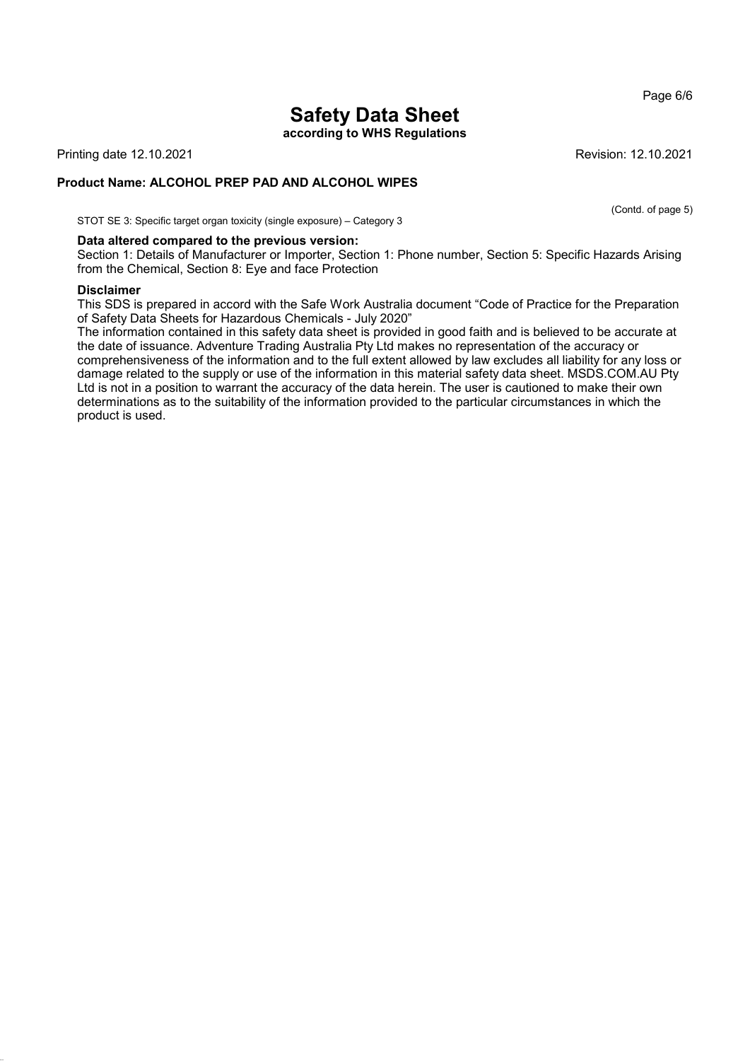(Contd. of page 5)

STOT SE 3: Specific target organ toxicity (single exposure) – Category 3

**Data altered compared to the previous version:**

Section 1: Details of Manufacturer or Importer, Section 1: Phone number, Section 5: Specific Hazards Arising from the Chemical, Section 8: Eye and face Protection

**Disclaimer**

This SDS is prepared in accord with the Safe Work Australia document "Code of Practice for the Preparation of Safety Data Sheets for Hazardous Chemicals - July 2020"

The information contained in this safety data sheet is provided in good faith and is believed to be accurate at the date of issuance. Adventure Trading Australia Pty Ltd makes no representation of the accuracy or comprehensiveness of the information and to the full extent allowed by law excludes all liability for any loss or damage related to the supply or use of the information in this material safety data sheet. MSDS.COM.AU Pty Ltd is not in a position to warrant the accuracy of the data herein. The user is cautioned to make their own determinations as to the suitability of the information provided to the particular circumstances in which the product is used.